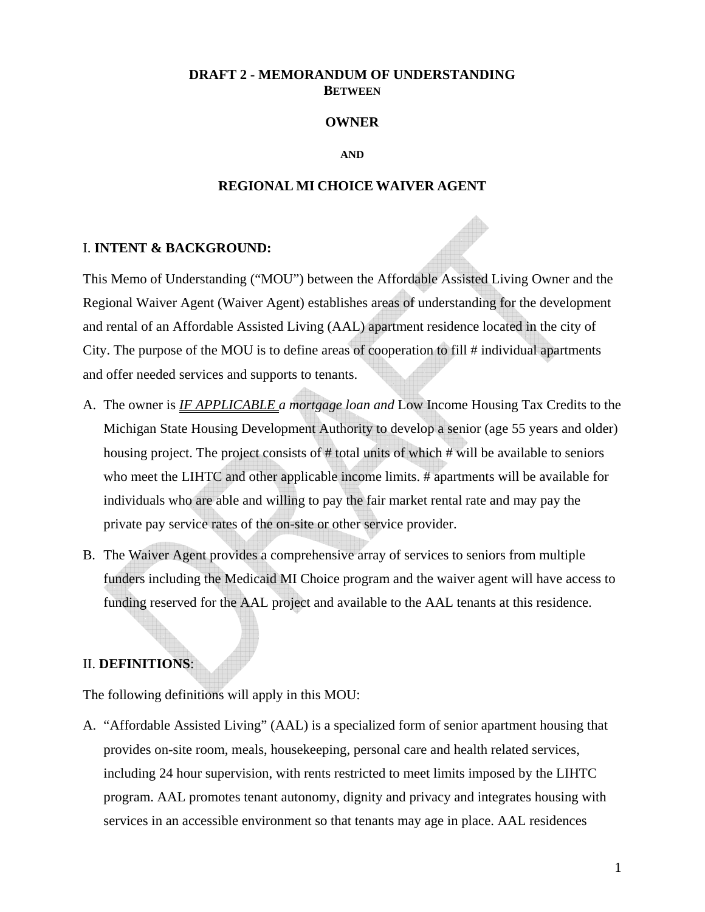# DRAFT 2 - MEMORANDUM OF UNDERSTANDING

**BETWEEN**

**OWNER**

**AND**

**REGIONAL MI CHOICE WAIVER AGENT**

## I. INTENT & BACKGROUND:

This Memo of Understanding ("MOU") between the Affordable Assisted Living Owner and the Regional Waiver Agent (Waiver Agent) establishes areas of understanding for the development and rental of an Affordable Assisted Living (AAL) apartment residence located in the city of City. The purpose of the MOU is to define areas of cooperation to fill # individual apartments and offer needed services and supports to tenants.

A. The owner is ***IF APPLICABLE** a mortgage loan and* Low Income Housing Tax Credits to the Michigan State Housing Development Authority to develop a senior (age 55 years and older) housing project. The project consists of # total units of which # will be available to seniors who meet the LIHTC and other applicable income limits. # apartments will be available for individuals who are able and willing to pay the fair market rental rate and may pay the private pay service rates of the on-site or other service provider.

B. The Waiver Agent provides a comprehensive array of services to seniors from multiple funders including the Medicaid MI Choice program and the waiver agent will have access to funding reserved for the AAL project and available to the AAL tenants at this residence.

## II. DEFINITIONS:

The following definitions will apply in this MOU:

A. "Affordable Assisted Living" (AAL) is a specialized form of senior apartment housing that provides on-site room, meals, housekeeping, personal care and health related services, including 24 hour supervision, with rents restricted to meet limits imposed by the LIHTC program. AAL promotes tenant autonomy, dignity and privacy and integrates housing with services in an accessible environment so that tenants may age in place. AAL residences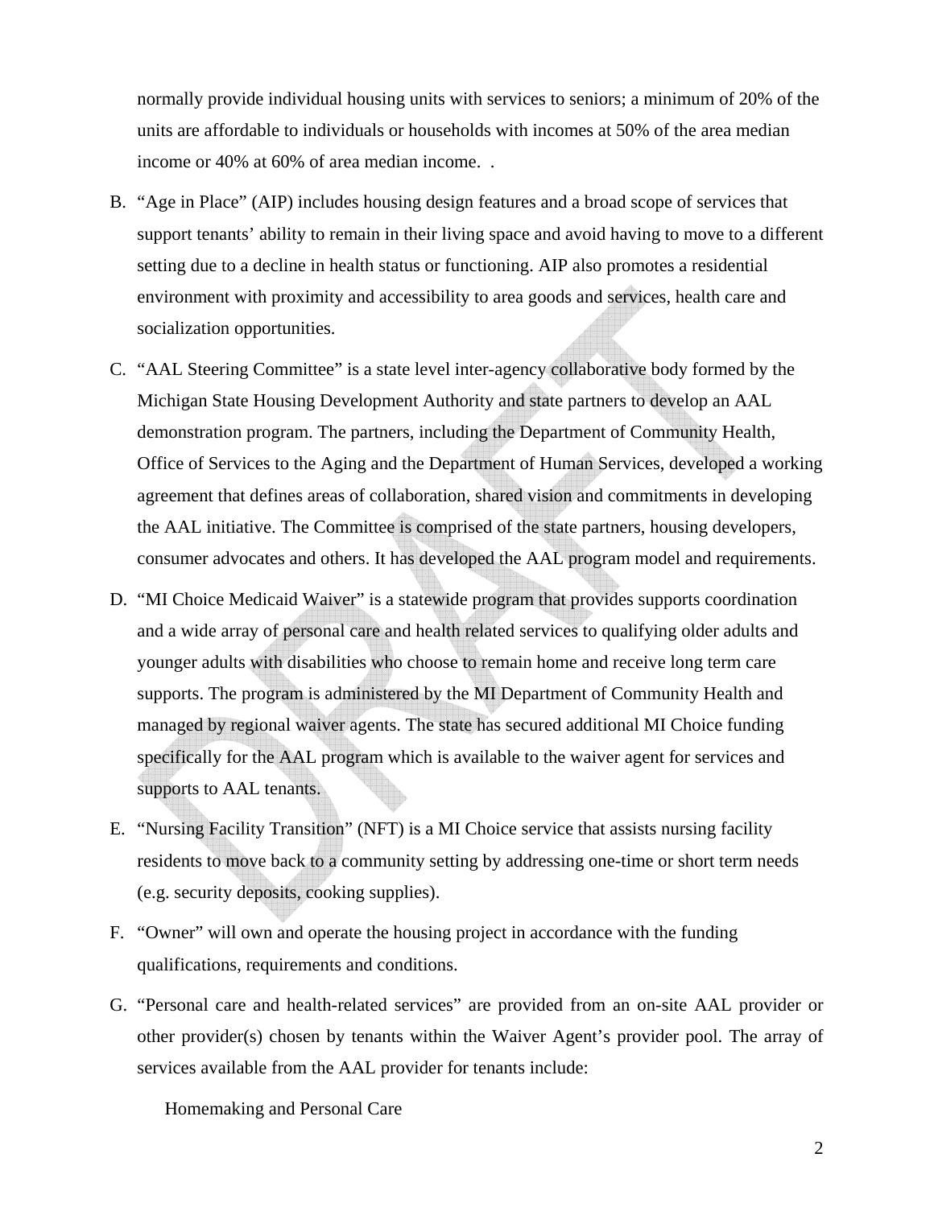normally provide individual housing units with services to seniors; a minimum of 20% of the units are affordable to individuals or households with incomes at 50% of the area median income or 40% at 60% of area median income.  .

B. "Age in Place" (AIP) includes housing design features and a broad scope of services that support tenants' ability to remain in their living space and avoid having to move to a different setting due to a decline in health status or functioning. AIP also promotes a residential environment with proximity and accessibility to area goods and services, health care and socialization opportunities.

C. "AAL Steering Committee" is a state level inter-agency collaborative body formed by the Michigan State Housing Development Authority and state partners to develop an AAL demonstration program. The partners, including the Department of Community Health, Office of Services to the Aging and the Department of Human Services, developed a working agreement that defines areas of collaboration, shared vision and commitments in developing the AAL initiative. The Committee is comprised of the state partners, housing developers, consumer advocates and others. It has developed the AAL program model and requirements.

D. "MI Choice Medicaid Waiver" is a statewide program that provides supports coordination and a wide array of personal care and health related services to qualifying older adults and younger adults with disabilities who choose to remain home and receive long term care supports. The program is administered by the MI Department of Community Health and managed by regional waiver agents. The state has secured additional MI Choice funding specifically for the AAL program which is available to the waiver agent for services and supports to AAL tenants.

E. "Nursing Facility Transition" (NFT) is a MI Choice service that assists nursing facility residents to move back to a community setting by addressing one-time or short term needs (e.g. security deposits, cooking supplies).

F. "Owner" will own and operate the housing project in accordance with the funding qualifications, requirements and conditions.

G. "Personal care and health-related services" are provided from an on-site AAL provider or other provider(s) chosen by tenants within the Waiver Agent's provider pool. The array of services available from the AAL provider for tenants include:

   Homemaking and Personal Care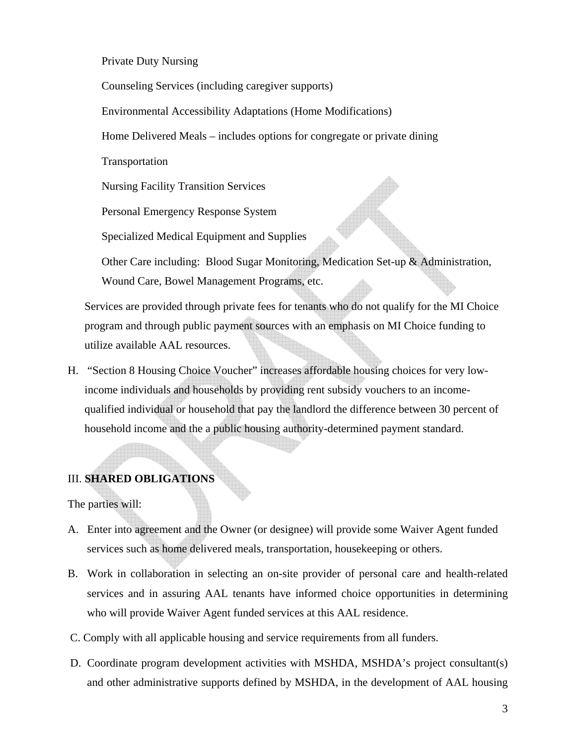Private Duty Nursing

Counseling Services (including caregiver supports)

Environmental Accessibility Adaptations (Home Modifications)

Home Delivered Meals – includes options for congregate or private dining

Transportation

Nursing Facility Transition Services

Personal Emergency Response System

Specialized Medical Equipment and Supplies

Other Care including: Blood Sugar Monitoring, Medication Set-up & Administration, Wound Care, Bowel Management Programs, etc.

Services are provided through private fees for tenants who do not qualify for the MI Choice program and through public payment sources with an emphasis on MI Choice funding to utilize available AAL resources.

H. "Section 8 Housing Choice Voucher" increases affordable housing choices for very low-income individuals and households by providing rent subsidy vouchers to an income-qualified individual or household that pay the landlord the difference between 30 percent of household income and the a public housing authority-determined payment standard.

## III. **SHARED OBLIGATIONS**

The parties will:

A. Enter into agreement and the Owner (or designee) will provide some Waiver Agent funded services such as home delivered meals, transportation, housekeeping or others.

B. Work in collaboration in selecting an on-site provider of personal care and health-related services and in assuring AAL tenants have informed choice opportunities in determining who will provide Waiver Agent funded services at this AAL residence.

C. Comply with all applicable housing and service requirements from all funders.

D. Coordinate program development activities with MSHDA, MSHDA's project consultant(s) and other administrative supports defined by MSHDA, in the development of AAL housing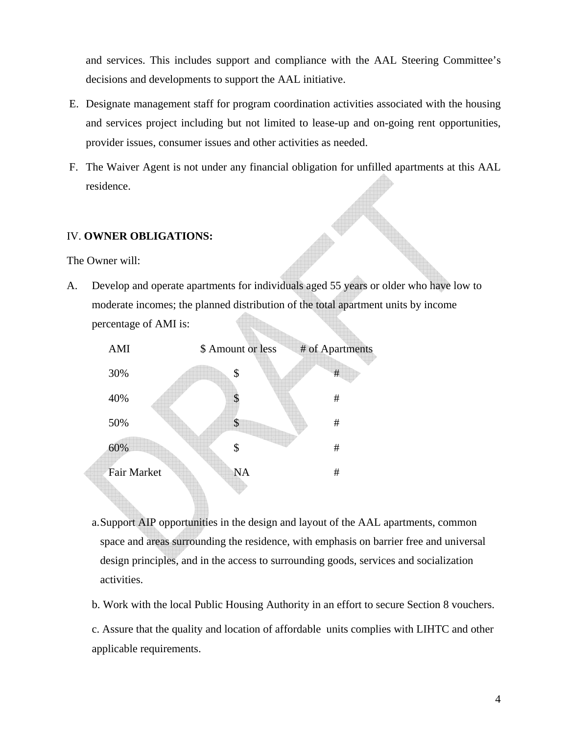and services. This includes support and compliance with the AAL Steering Committee's decisions and developments to support the AAL initiative.

E. Designate management staff for program coordination activities associated with the housing and services project including but not limited to lease-up and on-going rent opportunities, provider issues, consumer issues and other activities as needed.

F. The Waiver Agent is not under any financial obligation for unfilled apartments at this AAL residence.

## IV. **OWNER OBLIGATIONS:**

The Owner will:

A. Develop and operate apartments for individuals aged 55 years or older who have low to moderate incomes; the planned distribution of the total apartment units by income percentage of AMI is:

| AMI | $ Amount or less | # of Apartments |
|---|---|---|
| 30% | $ | # |
| 40% | $ | # |
| 50% | $ | # |
| 60% | $ | # |
| Fair Market | NA | # |

a. Support AIP opportunities in the design and layout of the AAL apartments, common space and areas surrounding the residence, with emphasis on barrier free and universal design principles, and in the access to surrounding goods, services and socialization activities.

b. Work with the local Public Housing Authority in an effort to secure Section 8 vouchers.

c. Assure that the quality and location of affordable units complies with LIHTC and other applicable requirements.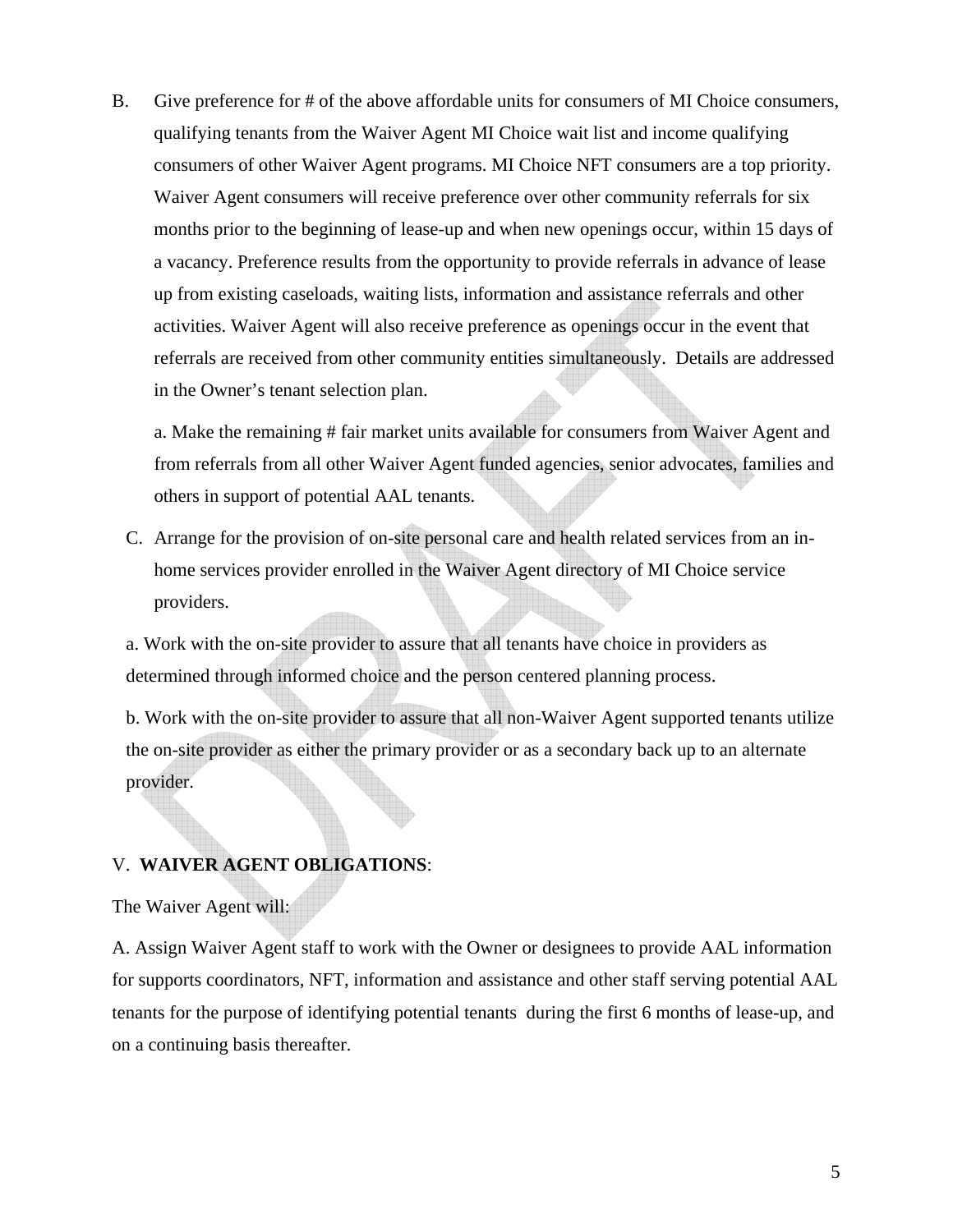B. Give preference for # of the above affordable units for consumers of MI Choice consumers, qualifying tenants from the Waiver Agent MI Choice wait list and income qualifying consumers of other Waiver Agent programs. MI Choice NFT consumers are a top priority. Waiver Agent consumers will receive preference over other community referrals for six months prior to the beginning of lease-up and when new openings occur, within 15 days of a vacancy. Preference results from the opportunity to provide referrals in advance of lease up from existing caseloads, waiting lists, information and assistance referrals and other activities. Waiver Agent will also receive preference as openings occur in the event that referrals are received from other community entities simultaneously. Details are addressed in the Owner's tenant selection plan.

   a. Make the remaining # fair market units available for consumers from Waiver Agent and from referrals from all other Waiver Agent funded agencies, senior advocates, families and others in support of potential AAL tenants.

C. Arrange for the provision of on-site personal care and health related services from an in-home services provider enrolled in the Waiver Agent directory of MI Choice service providers.

   a. Work with the on-site provider to assure that all tenants have choice in providers as determined through informed choice and the person centered planning process.

   b. Work with the on-site provider to assure that all non-Waiver Agent supported tenants utilize the on-site provider as either the primary provider or as a secondary back up to an alternate provider.

## V. **WAIVER AGENT OBLIGATIONS**:

The Waiver Agent will:

A. Assign Waiver Agent staff to work with the Owner or designees to provide AAL information for supports coordinators, NFT, information and assistance and other staff serving potential AAL tenants for the purpose of identifying potential tenants during the first 6 months of lease-up, and on a continuing basis thereafter.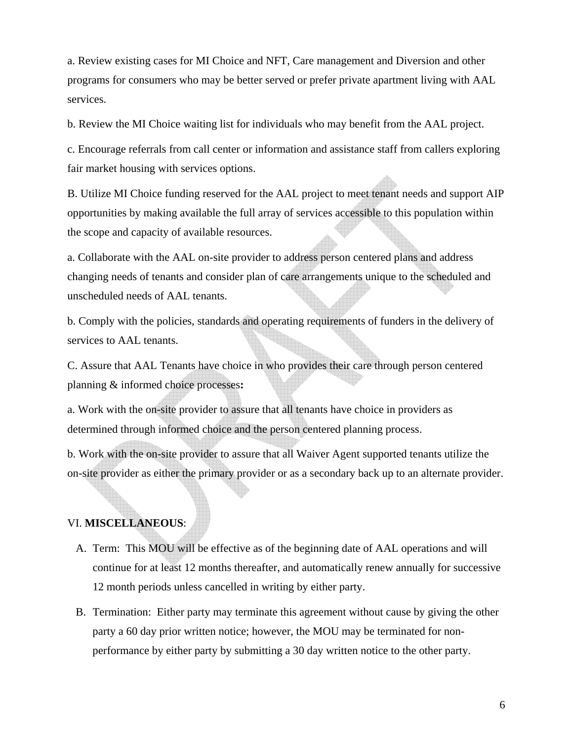a. Review existing cases for MI Choice and NFT, Care management and Diversion and other programs for consumers who may be better served or prefer private apartment living with AAL services.

b. Review the MI Choice waiting list for individuals who may benefit from the AAL project.

c. Encourage referrals from call center or information and assistance staff from callers exploring fair market housing with services options.

B. Utilize MI Choice funding reserved for the AAL project to meet tenant needs and support AIP opportunities by making available the full array of services accessible to this population within the scope and capacity of available resources.

a. Collaborate with the AAL on-site provider to address person centered plans and address changing needs of tenants and consider plan of care arrangements unique to the scheduled and unscheduled needs of AAL tenants.

b. Comply with the policies, standards and operating requirements of funders in the delivery of services to AAL tenants.

C. Assure that AAL Tenants have choice in who provides their care through person centered planning & informed choice processes**:**

a. Work with the on-site provider to assure that all tenants have choice in providers as determined through informed choice and the person centered planning process.

b. Work with the on-site provider to assure that all Waiver Agent supported tenants utilize the on-site provider as either the primary provider or as a secondary back up to an alternate provider.

VI. **MISCELLANEOUS**:

A. Term: This MOU will be effective as of the beginning date of AAL operations and will continue for at least 12 months thereafter, and automatically renew annually for successive 12 month periods unless cancelled in writing by either party.

B. Termination: Either party may terminate this agreement without cause by giving the other party a 60 day prior written notice; however, the MOU may be terminated for non-performance by either party by submitting a 30 day written notice to the other party.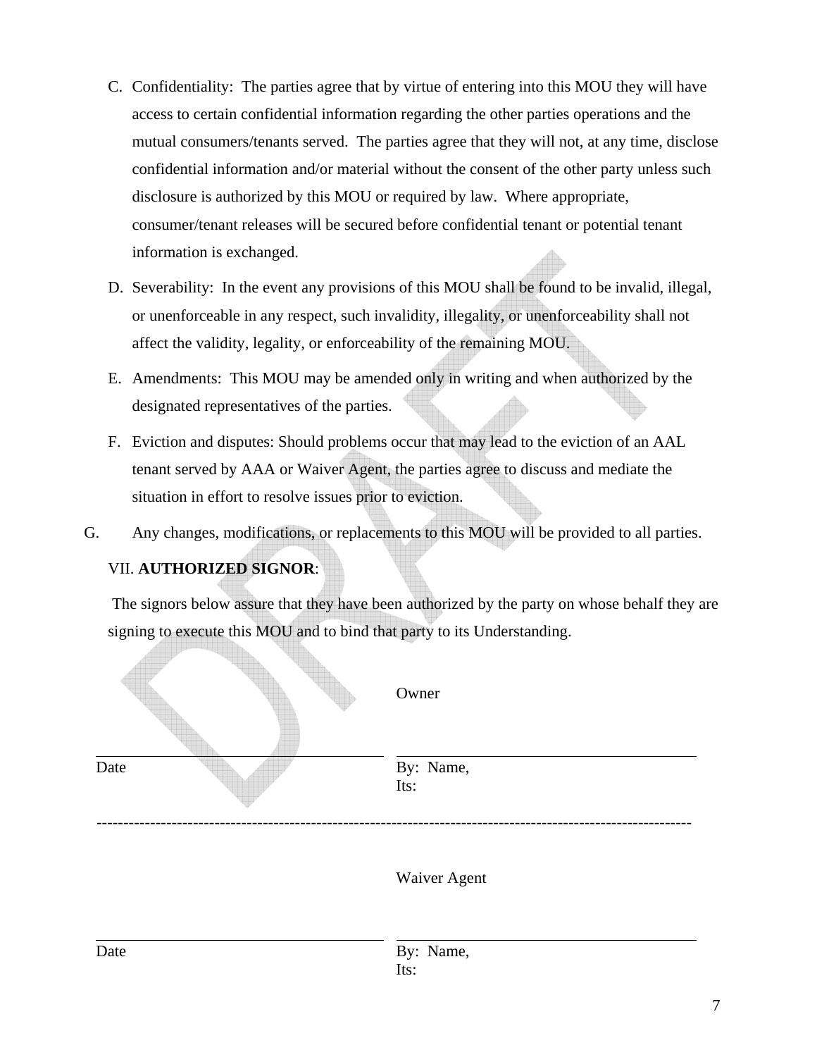C. Confidentiality: The parties agree that by virtue of entering into this MOU they will have access to certain confidential information regarding the other parties operations and the mutual consumers/tenants served. The parties agree that they will not, at any time, disclose confidential information and/or material without the consent of the other party unless such disclosure is authorized by this MOU or required by law. Where appropriate, consumer/tenant releases will be secured before confidential tenant or potential tenant information is exchanged.

D. Severability: In the event any provisions of this MOU shall be found to be invalid, illegal, or unenforceable in any respect, such invalidity, illegality, or unenforceability shall not affect the validity, legality, or enforceability of the remaining MOU.

E. Amendments: This MOU may be amended only in writing and when authorized by the designated representatives of the parties.

F. Eviction and disputes: Should problems occur that may lead to the eviction of an AAL tenant served by AAA or Waiver Agent, the parties agree to discuss and mediate the situation in effort to resolve issues prior to eviction.

G. Any changes, modifications, or replacements to this MOU will be provided to all parties.

VII. **AUTHORIZED SIGNOR**:

The signors below assure that they have been authorized by the party on whose behalf they are signing to execute this MOU and to bind that party to its Understanding.

Owner

______________________________ ______________________________

Date By: Name,
Its:

-------------------------------------------------------------------------------------------------------------

Waiver Agent

______________________________ ______________________________

Date By: Name,
Its: